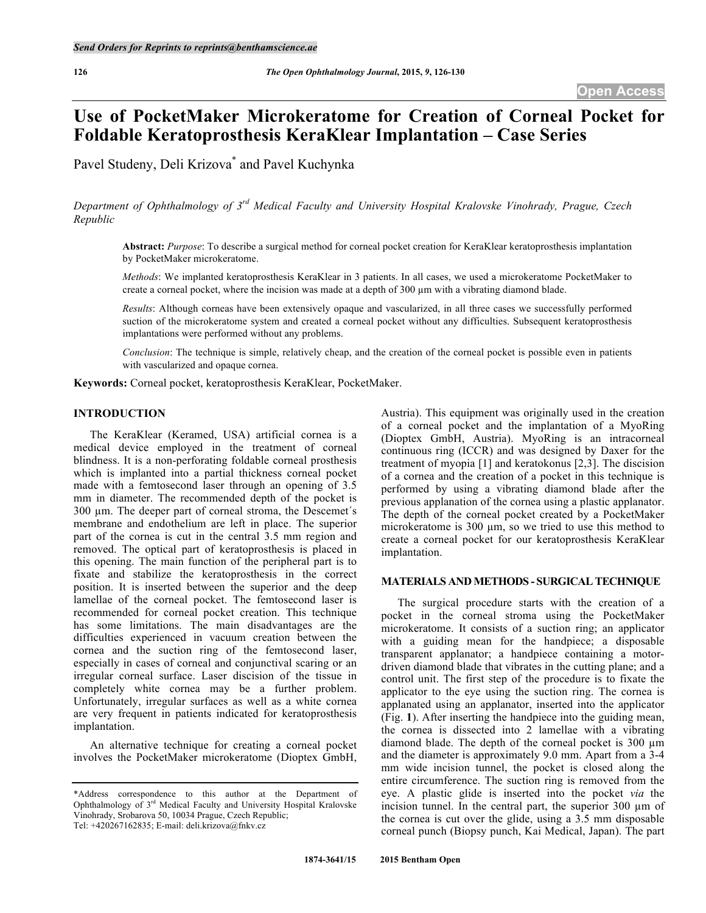# Use of PocketMaker Microkeratome for Creation of Corneal Pocket for Foldable Keratoprosthesis KeraKlear Implantation – Case Series

Pavel Studeny, Deli Krizova* and Pavel Kuchynka

*Department of Ophthalmology of 3rd Medical Faculty and University Hospital Kralovske Vinohrady, Prague, Czech Republic*

**Abstract:** *Purpose*: To describe a surgical method for corneal pocket creation for KeraKlear keratoprosthesis implantation by PocketMaker microkeratome.

*Methods*: We implanted keratoprosthesis KeraKlear in 3 patients. In all cases, we used a microkeratome PocketMaker to create a corneal pocket, where the incision was made at a depth of 300 µm with a vibrating diamond blade.

*Results*: Although corneas have been extensively opaque and vascularized, in all three cases we successfully performed suction of the microkeratome system and created a corneal pocket without any difficulties. Subsequent keratoprosthesis implantations were performed without any problems.

*Conclusion*: The technique is simple, relatively cheap, and the creation of the corneal pocket is possible even in patients with vascularized and opaque cornea.

**Keywords:** Corneal pocket, keratoprosthesis KeraKlear, PocketMaker.

## INTRODUCTION

The KeraKlear (Keramed, USA) artificial cornea is a medical device employed in the treatment of corneal blindness. It is a non-perforating foldable corneal prosthesis which is implanted into a partial thickness corneal pocket made with a femtosecond laser through an opening of 3.5 mm in diameter. The recommended depth of the pocket is 300 µm. The deeper part of corneal stroma, the Descemet´s membrane and endothelium are left in place. The superior part of the cornea is cut in the central 3.5 mm region and removed. The optical part of keratoprosthesis is placed in this opening. The main function of the peripheral part is to fixate and stabilize the keratoprosthesis in the correct position. It is inserted between the superior and the deep lamellae of the corneal pocket. The femtosecond laser is recommended for corneal pocket creation. This technique has some limitations. The main disadvantages are the difficulties experienced in vacuum creation between the cornea and the suction ring of the femtosecond laser, especially in cases of corneal and conjunctival scaring or an irregular corneal surface. Laser discision of the tissue in completely white cornea may be a further problem. Unfortunately, irregular surfaces as well as a white cornea are very frequent in patients indicated for keratoprosthesis implantation.

An alternative technique for creating a corneal pocket involves the PocketMaker microkeratome (Dioptex GmbH, Austria). This equipment was originally used in the creation of a corneal pocket and the implantation of a MyoRing (Dioptex GmbH, Austria). MyoRing is an intracorneal continuous ring (ICCR) and was designed by Daxer for the treatment of myopia [1] and keratokonus [2,3]. The discision of a cornea and the creation of a pocket in this technique is performed by using a vibrating diamond blade after the previous applanation of the cornea using a plastic applanator. The depth of the corneal pocket created by a PocketMaker microkeratome is 300 µm, so we tried to use this method to create a corneal pocket for our keratoprosthesis KeraKlear implantation.

## MATERIALS AND METHODS - SURGICAL TECHNIQUE

The surgical procedure starts with the creation of a pocket in the corneal stroma using the PocketMaker microkeratome. It consists of a suction ring; an applicator with a guiding mean for the handpiece; a disposable transparent applanator; a handpiece containing a motor-driven diamond blade that vibrates in the cutting plane; and a control unit. The first step of the procedure is to fixate the applicator to the eye using the suction ring. The cornea is applanated using an applanator, inserted into the applicator (Fig. **1**). After inserting the handpiece into the guiding mean, the cornea is dissected into 2 lamellae with a vibrating diamond blade. The depth of the corneal pocket is 300 µm and the diameter is approximately 9.0 mm. Apart from a 3-4 mm wide incision tunnel, the pocket is closed along the entire circumference. The suction ring is removed from the eye. A plastic glide is inserted into the pocket *via* the incision tunnel. In the central part, the superior 300 µm of the cornea is cut over the glide, using a 3.5 mm disposable corneal punch (Biopsy punch, Kai Medical, Japan). The part

*Address correspondence to this author at the Department of Ophthalmology of 3rd Medical Faculty and University Hospital Kralovske Vinohrady, Srobarova 50, 10034 Prague, Czech Republic; Tel: +420267162835; E-mail: deli.krizova@fnkv.cz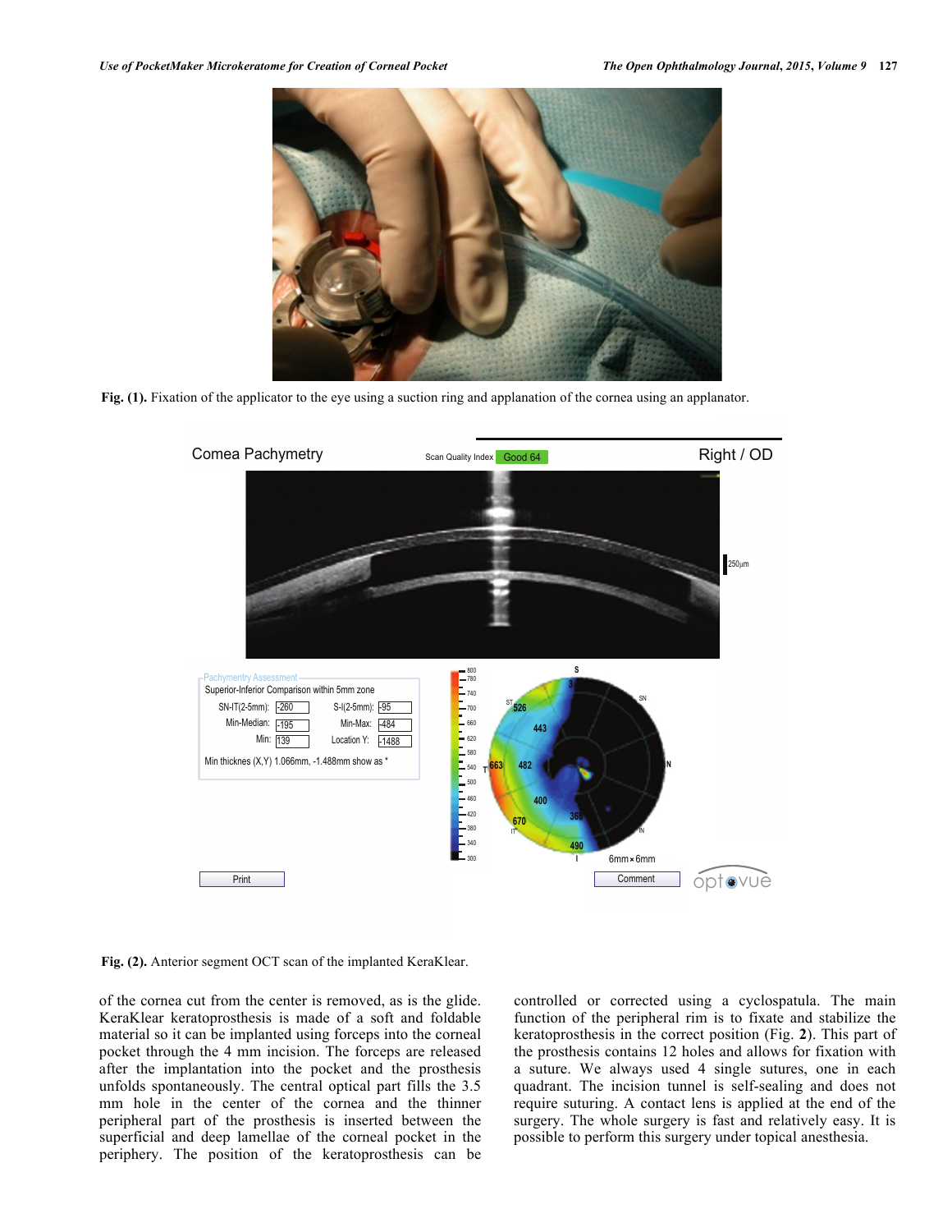Fig. (1). Fixation of the applicator to the eye using a suction ring and applanation of the cornea using an applanator.

Fig. (2). Anterior segment OCT scan of the implanted KeraKlear.

of the cornea cut from the center is removed, as is the glide. KeraKlear keratoprosthesis is made of a soft and foldable material so it can be implanted using forceps into the corneal pocket through the 4 mm incision. The forceps are released after the implantation into the pocket and the prosthesis unfolds spontaneously. The central optical part fills the 3.5 mm hole in the center of the cornea and the thinner peripheral part of the prosthesis is inserted between the superficial and deep lamellae of the corneal pocket in the periphery. The position of the keratoprosthesis can be controlled or corrected using a cyclospatula. The main function of the peripheral rim is to fixate and stabilize the keratoprosthesis in the correct position (Fig. **2**). This part of the prosthesis contains 12 holes and allows for fixation with a suture. We always used 4 single sutures, one in each quadrant. The incision tunnel is self-sealing and does not require suturing. A contact lens is applied at the end of the surgery. The whole surgery is fast and relatively easy. It is possible to perform this surgery under topical anesthesia.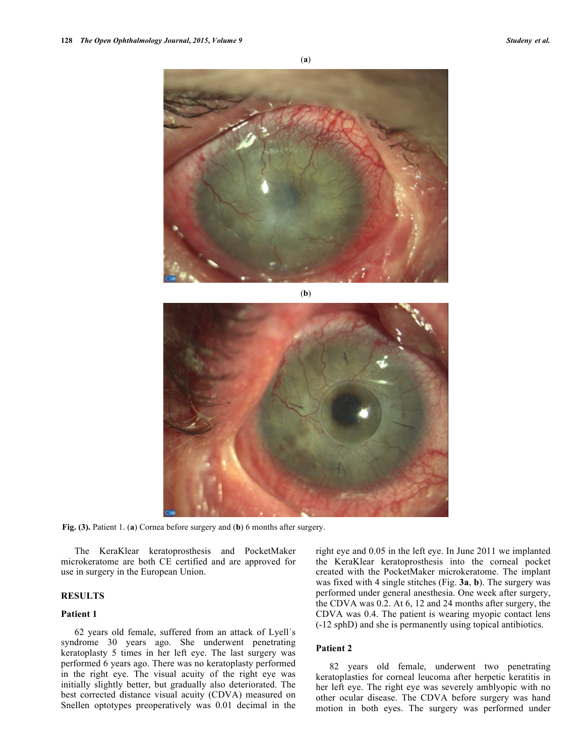(**a**)

(**b**)

**Fig. (3).** Patient 1. (**a**) Cornea before surgery and (**b**) 6 months after surgery.

The KeraKlear keratoprosthesis and PocketMaker microkeratome are both CE certified and are approved for use in surgery in the European Union.

## RESULTS

### Patient 1

62 years old female, suffered from an attack of Lyell´s syndrome 30 years ago. She underwent penetrating keratoplasty 5 times in her left eye. The last surgery was performed 6 years ago. There was no keratoplasty performed in the right eye. The visual acuity of the right eye was initially slightly better, but gradually also deteriorated. The best corrected distance visual acuity (CDVA) measured on Snellen optotypes preoperatively was 0.01 decimal in the right eye and 0.05 in the left eye. In June 2011 we implanted the KeraKlear keratoprosthesis into the corneal pocket created with the PocketMaker microkeratome. The implant was fixed with 4 single stitches (Fig. **3a**, **b**). The surgery was performed under general anesthesia. One week after surgery, the CDVA was 0.2. At 6, 12 and 24 months after surgery, the CDVA was 0.4. The patient is wearing myopic contact lens (-12 sphD) and she is permanently using topical antibiotics.

### Patient 2

82 years old female, underwent two penetrating keratoplasties for corneal leucoma after herpetic keratitis in her left eye. The right eye was severely amblyopic with no other ocular disease. The CDVA before surgery was hand motion in both eyes. The surgery was performed under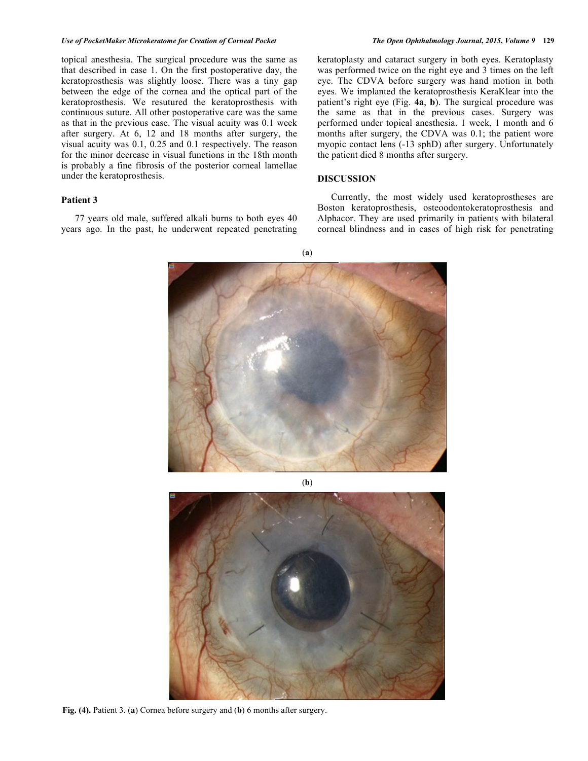topical anesthesia. The surgical procedure was the same as that described in case 1. On the first postoperative day, the keratoprosthesis was slightly loose. There was a tiny gap between the edge of the cornea and the optical part of the keratoprosthesis. We resutured the keratoprosthesis with continuous suture. All other postoperative care was the same as that in the previous case. The visual acuity was 0.1 week after surgery. At 6, 12 and 18 months after surgery, the visual acuity was 0.1, 0.25 and 0.1 respectively. The reason for the minor decrease in visual functions in the 18th month is probably a fine fibrosis of the posterior corneal lamellae under the keratoprosthesis.

### Patient 3

77 years old male, suffered alkali burns to both eyes 40 years ago. In the past, he underwent repeated penetrating keratoplasty and cataract surgery in both eyes. Keratoplasty was performed twice on the right eye and 3 times on the left eye. The CDVA before surgery was hand motion in both eyes. We implanted the keratoprosthesis KeraKlear into the patient's right eye (Fig. **4a**, **b**). The surgical procedure was the same as that in the previous cases. Surgery was performed under topical anesthesia. 1 week, 1 month and 6 months after surgery, the CDVA was 0.1; the patient wore myopic contact lens (-13 sphD) after surgery. Unfortunately the patient died 8 months after surgery.

## DISCUSSION

Currently, the most widely used keratoprostheses are Boston keratoprosthesis, osteoodontokeratoprosthesis and Alphacor. They are used primarily in patients with bilateral corneal blindness and in cases of high risk for penetrating

(**a**)

(**b**)

**Fig. (4).** Patient 3. (**a**) Cornea before surgery and (**b**) 6 months after surgery.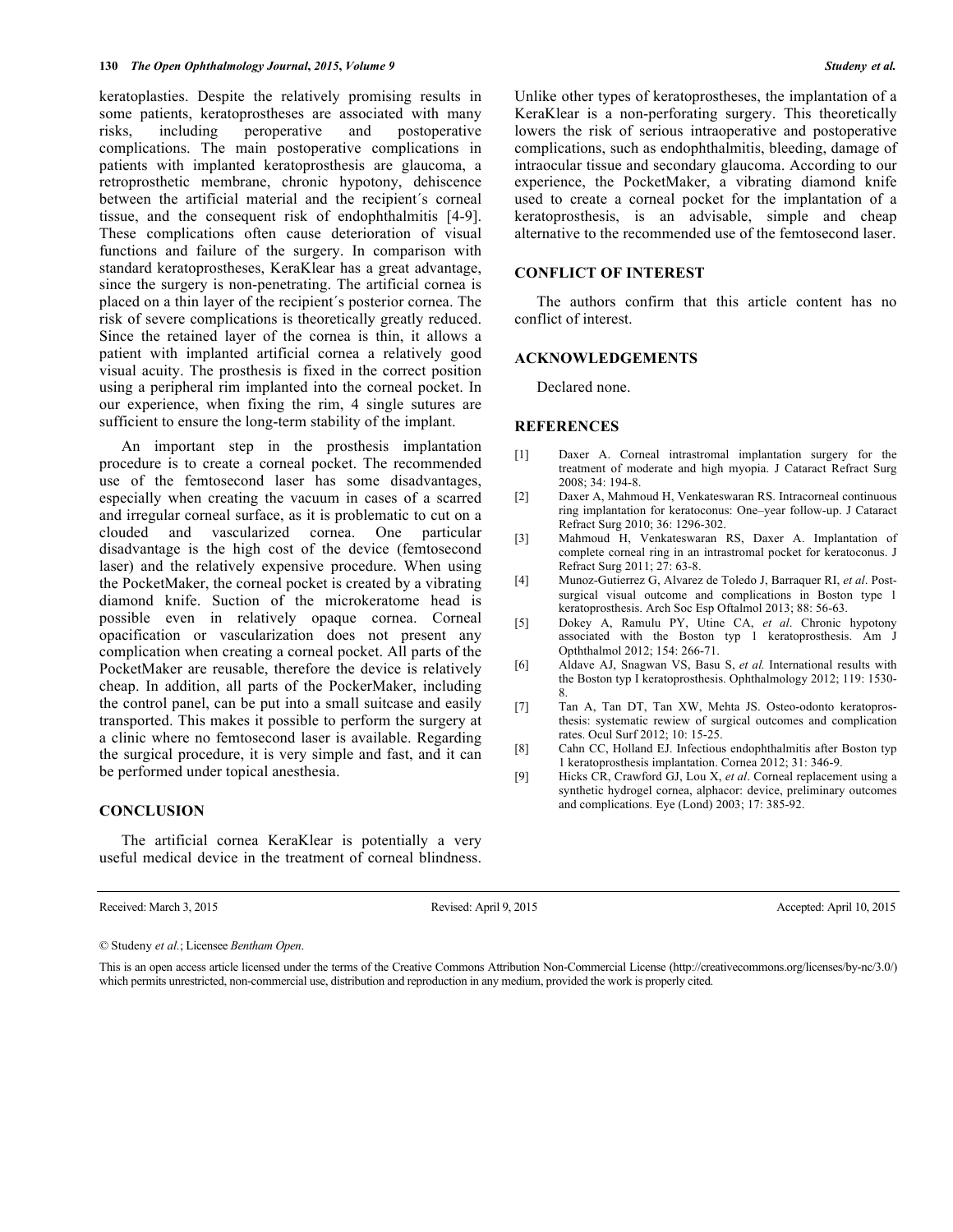keratoplasties. Despite the relatively promising results in some patients, keratoprostheses are associated with many risks, including peroperative and postoperative complications. The main postoperative complications in patients with implanted keratoprosthesis are glaucoma, a retroprosthetic membrane, chronic hypotony, dehiscence between the artificial material and the recipient´s corneal tissue, and the consequent risk of endophthalmitis [4-9]. These complications often cause deterioration of visual functions and failure of the surgery. In comparison with standard keratoprostheses, KeraKlear has a great advantage, since the surgery is non-penetrating. The artificial cornea is placed on a thin layer of the recipient´s posterior cornea. The risk of severe complications is theoretically greatly reduced. Since the retained layer of the cornea is thin, it allows a patient with implanted artificial cornea a relatively good visual acuity. The prosthesis is fixed in the correct position using a peripheral rim implanted into the corneal pocket. In our experience, when fixing the rim, 4 single sutures are sufficient to ensure the long-term stability of the implant.

An important step in the prosthesis implantation procedure is to create a corneal pocket. The recommended use of the femtosecond laser has some disadvantages, especially when creating the vacuum in cases of a scarred and irregular corneal surface, as it is problematic to cut on a clouded and vascularized cornea. One particular disadvantage is the high cost of the device (femtosecond laser) and the relatively expensive procedure. When using the PocketMaker, the corneal pocket is created by a vibrating diamond knife. Suction of the microkeratome head is possible even in relatively opaque cornea. Corneal opacification or vascularization does not present any complication when creating a corneal pocket. All parts of the PocketMaker are reusable, therefore the device is relatively cheap. In addition, all parts of the PockerMaker, including the control panel, can be put into a small suitcase and easily transported. This makes it possible to perform the surgery at a clinic where no femtosecond laser is available. Regarding the surgical procedure, it is very simple and fast, and it can be performed under topical anesthesia.

## CONCLUSION

The artificial cornea KeraKlear is potentially a very useful medical device in the treatment of corneal blindness. Unlike other types of keratoprostheses, the implantation of a KeraKlear is a non-perforating surgery. This theoretically lowers the risk of serious intraoperative and postoperative complications, such as endophthalmitis, bleeding, damage of intraocular tissue and secondary glaucoma. According to our experience, the PocketMaker, a vibrating diamond knife used to create a corneal pocket for the implantation of a keratoprosthesis, is an advisable, simple and cheap alternative to the recommended use of the femtosecond laser.

## CONFLICT OF INTEREST

The authors confirm that this article content has no conflict of interest.

## ACKNOWLEDGEMENTS

Declared none.

## REFERENCES

[1] Daxer A. Corneal intrastromal implantation surgery for the treatment of moderate and high myopia. J Cataract Refract Surg 2008; 34: 194-8.

[2] Daxer A, Mahmoud H, Venkateswaran RS. Intracorneal continuous ring implantation for keratoconus: One–year follow-up. J Cataract Refract Surg 2010; 36: 1296-302.

[3] Mahmoud H, Venkateswaran RS, Daxer A. Implantation of complete corneal ring in an intrastromal pocket for keratoconus. J Refract Surg 2011; 27: 63-8.

[4] Munoz-Gutierrez G, Alvarez de Toledo J, Barraquer RI, *et al*. Post-surgical visual outcome and complications in Boston type 1 keratoprosthesis. Arch Soc Esp Oftalmol 2013; 88: 56-63.

[5] Dokey A, Ramulu PY, Utine CA, *et al*. Chronic hypotony associated with the Boston typ 1 keratoprosthesis. Am J Opththalmol 2012; 154: 266-71.

[6] Aldave AJ, Snagwan VS, Basu S, *et al.* International results with the Boston typ I keratoprosthesis. Ophthalmology 2012; 119: 1530-8.

[7] Tan A, Tan DT, Tan XW, Mehta JS. Osteo-odonto keratoprosthesis: systematic rewiew of surgical outcomes and complication rates. Ocul Surf 2012; 10: 15-25.

[8] Cahn CC, Holland EJ. Infectious endophthalmitis after Boston typ 1 keratoprosthesis implantation. Cornea 2012; 31: 346-9.

[9] Hicks CR, Crawford GJ, Lou X, *et al*. Corneal replacement using a synthetic hydrogel cornea, alphacor: device, preliminary outcomes and complications. Eye (Lond) 2003; 17: 385-92.

Received: March 3, 2015 Revised: April 9, 2015 Accepted: April 10, 2015

© Studeny *et al.*; Licensee *Bentham Open*.

This is an open access article licensed under the terms of the Creative Commons Attribution Non-Commercial License (http://creativecommons.org/licenses/by-nc/3.0/) which permits unrestricted, non-commercial use, distribution and reproduction in any medium, provided the work is properly cited.